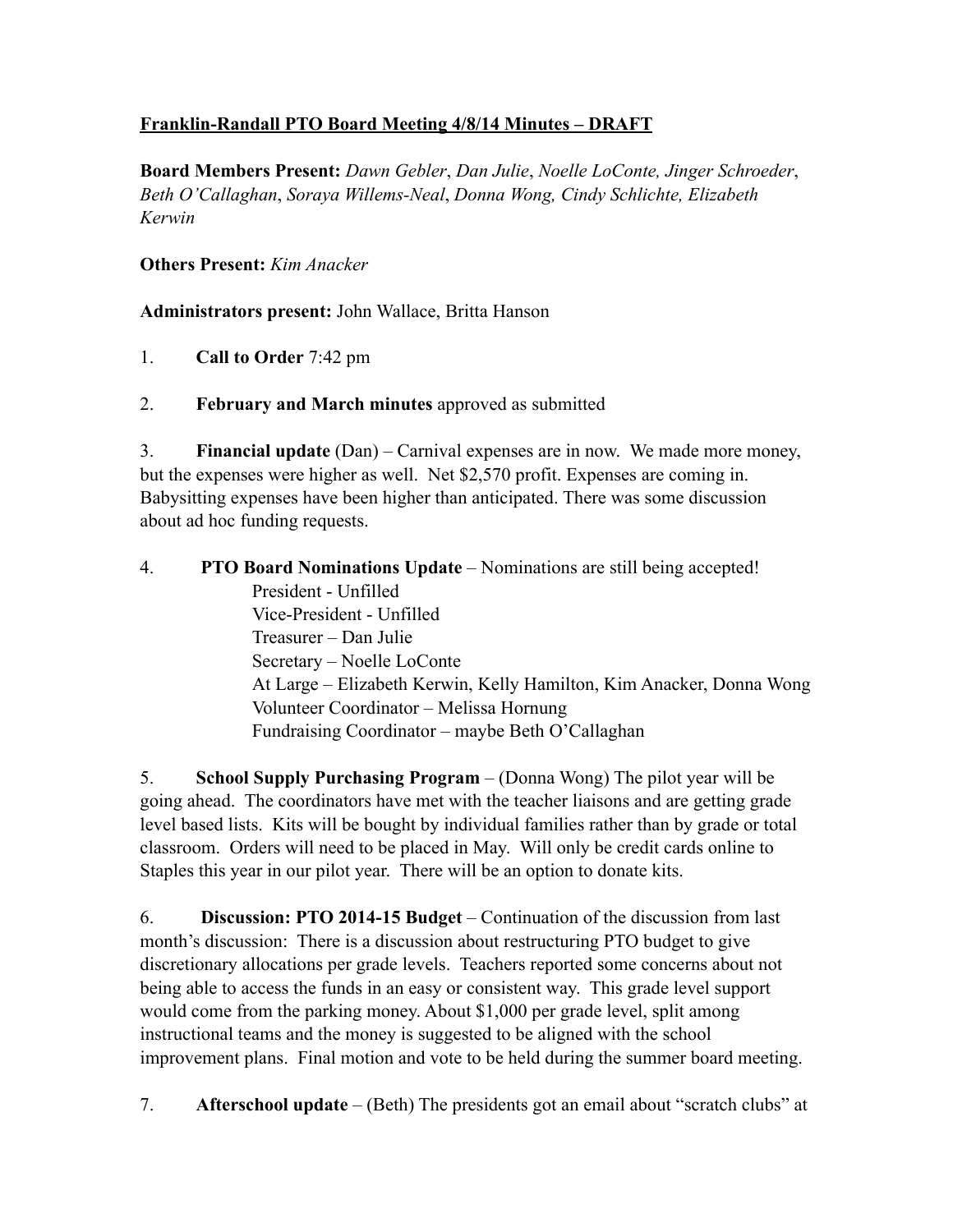**Franklin-Randall PTO Board Meeting 4/8/14 Minutes – DRAFT**

**Board Members Present:** *Dawn Gebler*, *Dan Julie*, *Noelle LoConte, Jinger Schroeder*, *Beth O'Callaghan*, *Soraya Willems-Neal*, *Donna Wong, Cindy Schlichte, Elizabeth Kerwin*

**Others Present:** *Kim Anacker*

**Administrators present:** John Wallace, Britta Hanson

1. **Call to Order** 7:42 pm

2. **February and March minutes** approved as submitted

3. **Financial update** (Dan) – Carnival expenses are in now. We made more money, but the expenses were higher as well. Net $2,570 profit. Expenses are coming in. Babysitting expenses have been higher than anticipated. There was some discussion about ad hoc funding requests.

4. **PTO Board Nominations Update** – Nominations are still being accepted!
   - President - Unfilled
   - Vice-President - Unfilled
   - Treasurer – Dan Julie
   - Secretary – Noelle LoConte
   - At Large – Elizabeth Kerwin, Kelly Hamilton, Kim Anacker, Donna Wong
   - Volunteer Coordinator – Melissa Hornung
   - Fundraising Coordinator – maybe Beth O'Callaghan

5. **School Supply Purchasing Program** – (Donna Wong) The pilot year will be going ahead. The coordinators have met with the teacher liaisons and are getting grade level based lists. Kits will be bought by individual families rather than by grade or total classroom. Orders will need to be placed in May. Will only be credit cards online to Staples this year in our pilot year. There will be an option to donate kits.

6. **Discussion: PTO 2014-15 Budget** – Continuation of the discussion from last month's discussion: There is a discussion about restructuring PTO budget to give discretionary allocations per grade levels. Teachers reported some concerns about not being able to access the funds in an easy or consistent way. This grade level support would come from the parking money. About $1,000 per grade level, split among instructional teams and the money is suggested to be aligned with the school improvement plans. Final motion and vote to be held during the summer board meeting.

7. **Afterschool update** – (Beth) The presidents got an email about "scratch clubs" at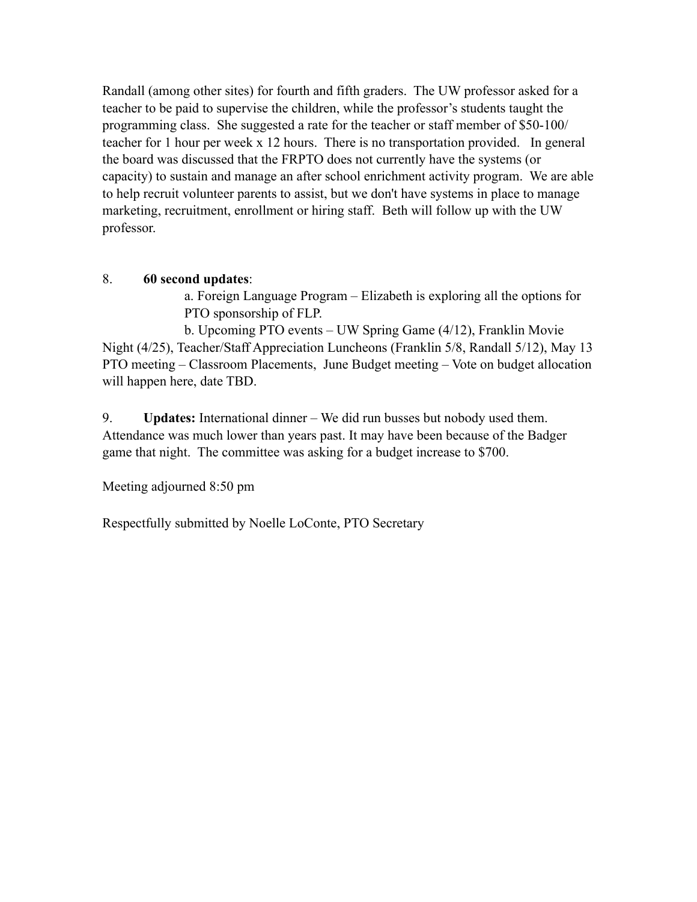Randall (among other sites) for fourth and fifth graders. The UW professor asked for a teacher to be paid to supervise the children, while the professor's students taught the programming class. She suggested a rate for the teacher or staff member of $50-100/ teacher for 1 hour per week x 12 hours. There is no transportation provided. In general the board was discussed that the FRPTO does not currently have the systems (or capacity) to sustain and manage an after school enrichment activity program. We are able to help recruit volunteer parents to assist, but we don't have systems in place to manage marketing, recruitment, enrollment or hiring staff. Beth will follow up with the UW professor.

8. **60 second updates**:

a. Foreign Language Program – Elizabeth is exploring all the options for PTO sponsorship of FLP.

b. Upcoming PTO events – UW Spring Game (4/12), Franklin Movie Night (4/25), Teacher/Staff Appreciation Luncheons (Franklin 5/8, Randall 5/12), May 13 PTO meeting – Classroom Placements, June Budget meeting – Vote on budget allocation will happen here, date TBD.

9. **Updates:** International dinner – We did run busses but nobody used them. Attendance was much lower than years past. It may have been because of the Badger game that night. The committee was asking for a budget increase to $700.

Meeting adjourned 8:50 pm

Respectfully submitted by Noelle LoConte, PTO Secretary